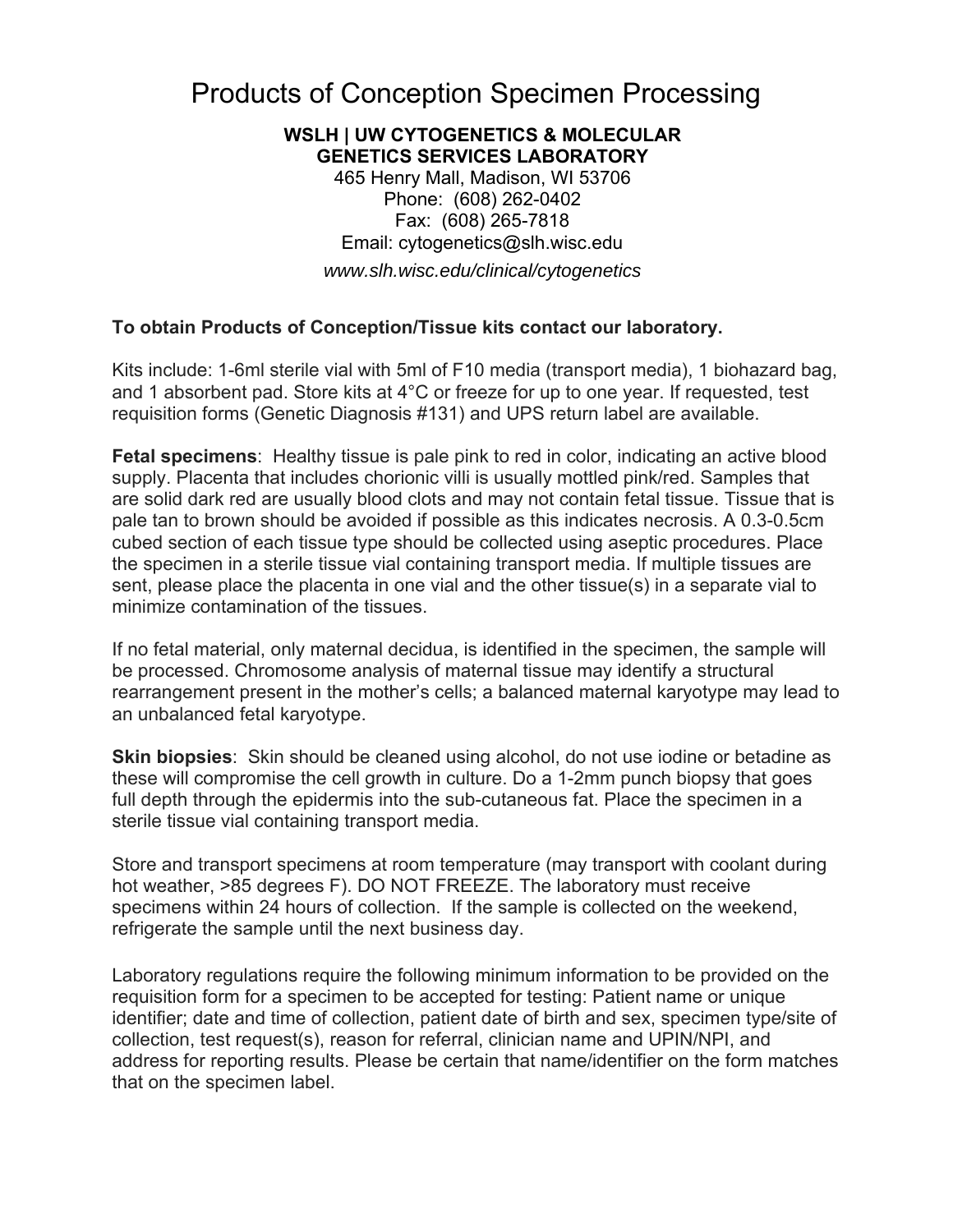# Products of Conception Specimen Processing

**WSLH | UW CYTOGENETICS & MOLECULAR GENETICS SERVICES LABORATORY**
465 Henry Mall, Madison, WI 53706
Phone: (608) 262-0402
Fax: (608) 265-7818
Email: cytogenetics@slh.wisc.edu
*www.slh.wisc.edu/clinical/cytogenetics*

**To obtain Products of Conception/Tissue kits contact our laboratory.**

Kits include: 1-6ml sterile vial with 5ml of F10 media (transport media), 1 biohazard bag, and 1 absorbent pad. Store kits at 4°C or freeze for up to one year. If requested, test requisition forms (Genetic Diagnosis #131) and UPS return label are available.

**Fetal specimens**: Healthy tissue is pale pink to red in color, indicating an active blood supply. Placenta that includes chorionic villi is usually mottled pink/red. Samples that are solid dark red are usually blood clots and may not contain fetal tissue. Tissue that is pale tan to brown should be avoided if possible as this indicates necrosis. A 0.3-0.5cm cubed section of each tissue type should be collected using aseptic procedures. Place the specimen in a sterile tissue vial containing transport media. If multiple tissues are sent, please place the placenta in one vial and the other tissue(s) in a separate vial to minimize contamination of the tissues.

If no fetal material, only maternal decidua, is identified in the specimen, the sample will be processed. Chromosome analysis of maternal tissue may identify a structural rearrangement present in the mother's cells; a balanced maternal karyotype may lead to an unbalanced fetal karyotype.

**Skin biopsies**: Skin should be cleaned using alcohol, do not use iodine or betadine as these will compromise the cell growth in culture. Do a 1-2mm punch biopsy that goes full depth through the epidermis into the sub-cutaneous fat. Place the specimen in a sterile tissue vial containing transport media.

Store and transport specimens at room temperature (may transport with coolant during hot weather, >85 degrees F). DO NOT FREEZE. The laboratory must receive specimens within 24 hours of collection. If the sample is collected on the weekend, refrigerate the sample until the next business day.

Laboratory regulations require the following minimum information to be provided on the requisition form for a specimen to be accepted for testing: Patient name or unique identifier; date and time of collection, patient date of birth and sex, specimen type/site of collection, test request(s), reason for referral, clinician name and UPIN/NPI, and address for reporting results. Please be certain that name/identifier on the form matches that on the specimen label.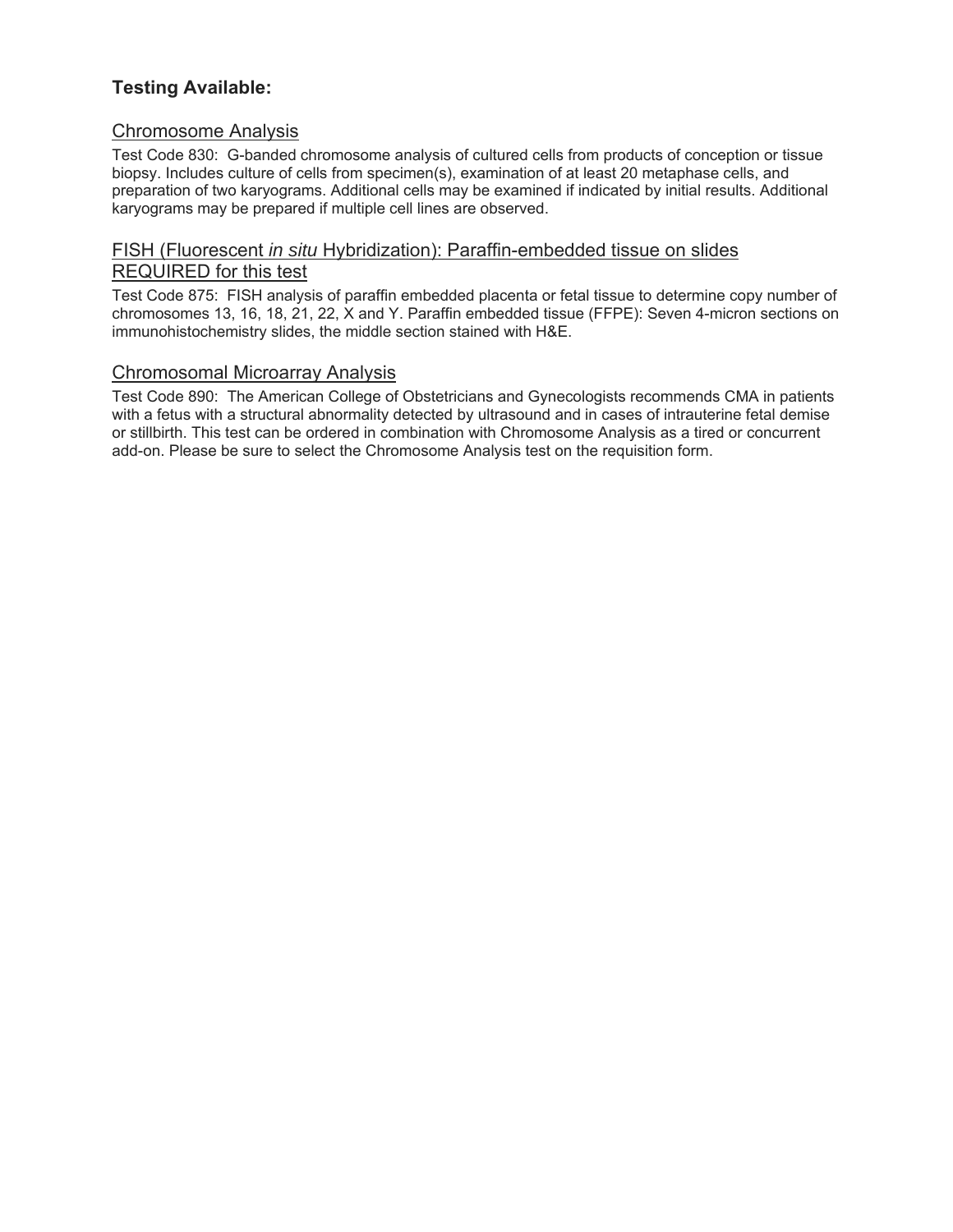## Testing Available:

### Chromosome Analysis

Test Code 830: G-banded chromosome analysis of cultured cells from products of conception or tissue biopsy. Includes culture of cells from specimen(s), examination of at least 20 metaphase cells, and preparation of two karyograms. Additional cells may be examined if indicated by initial results. Additional karyograms may be prepared if multiple cell lines are observed.

### FISH (Fluorescent *in situ* Hybridization): Paraffin-embedded tissue on slides REQUIRED for this test

Test Code 875: FISH analysis of paraffin embedded placenta or fetal tissue to determine copy number of chromosomes 13, 16, 18, 21, 22, X and Y. Paraffin embedded tissue (FFPE): Seven 4-micron sections on immunohistochemistry slides, the middle section stained with H&E.

### Chromosomal Microarray Analysis

Test Code 890: The American College of Obstetricians and Gynecologists recommends CMA in patients with a fetus with a structural abnormality detected by ultrasound and in cases of intrauterine fetal demise or stillbirth. This test can be ordered in combination with Chromosome Analysis as a tired or concurrent add-on. Please be sure to select the Chromosome Analysis test on the requisition form.